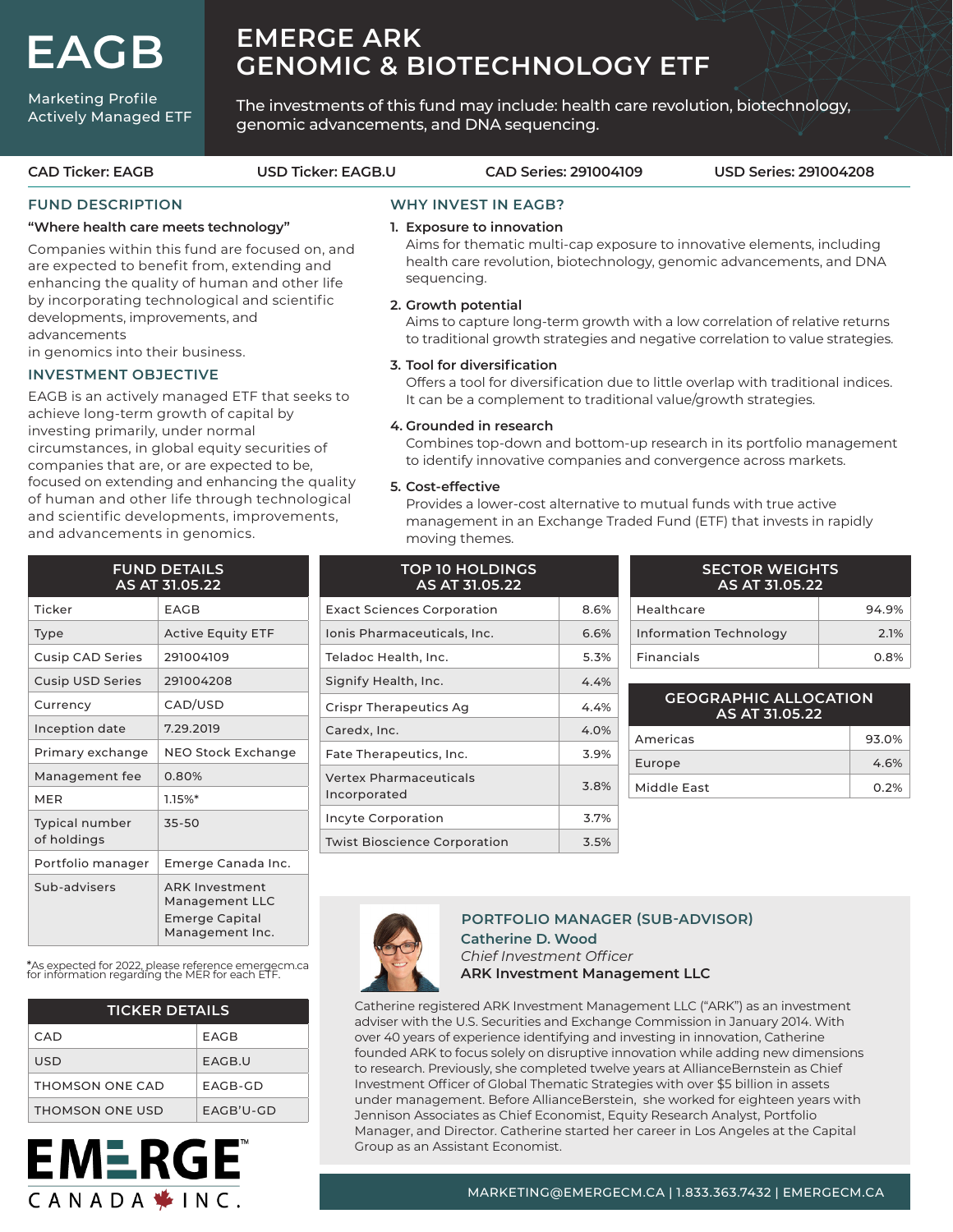# EAGB

Marketing Profile
Actively Managed ETF

# EMERGE ARK GENOMIC & BIOTECHNOLOGY ETF

The investments of this fund may include: health care revolution, biotechnology, genomic advancements, and DNA sequencing.

**CAD Ticker: EAGB** | **USD Ticker: EAGB.U** | **CAD Series: 291004109** | **USD Series: 291004208**

## FUND DESCRIPTION

**"Where health care meets technology"**

Companies within this fund are focused on, and are expected to benefit from, extending and enhancing the quality of human and other life by incorporating technological and scientific developments, improvements, and advancements
in genomics into their business.

## INVESTMENT OBJECTIVE

EAGB is an actively managed ETF that seeks to achieve long-term growth of capital by investing primarily, under normal circumstances, in global equity securities of companies that are, or are expected to be, focused on extending and enhancing the quality of human and other life through technological and scientific developments, improvements, and advancements in genomics.

## WHY INVEST IN EAGB?

1. **Exposure to innovation**
   Aims for thematic multi-cap exposure to innovative elements, including health care revolution, biotechnology, genomic advancements, and DNA sequencing.
2. **Growth potential**
   Aims to capture long-term growth with a low correlation of relative returns to traditional growth strategies and negative correlation to value strategies.
3. **Tool for diversification**
   Offers a tool for diversification due to little overlap with traditional indices. It can be a complement to traditional value/growth strategies.
4. **Grounded in research**
   Combines top-down and bottom-up research in its portfolio management to identify innovative companies and convergence across markets.
5. **Cost-effective**
   Provides a lower-cost alternative to mutual funds with true active management in an Exchange Traded Fund (ETF) that invests in rapidly moving themes.

| FUND DETAILS AS AT 31.05.22 | |
|---|---|
| Ticker | EAGB |
| Type | Active Equity ETF |
| Cusip CAD Series | 291004109 |
| Cusip USD Series | 291004208 |
| Currency | CAD/USD |
| Inception date | 7.29.2019 |
| Primary exchange | NEO Stock Exchange |
| Management fee | 0.80% |
| MER | 1.15%* |
| Typical number of holdings | 35-50 |
| Portfolio manager | Emerge Canada Inc. |
| Sub-advisers | ARK Investment Management LLC<br>Emerge Capital Management Inc. |

*As expected for 2022, please reference emergecm.ca for information regarding the MER for each ETF.

| TOP 10 HOLDINGS AS AT 31.05.22 | |
|---|---|
| Exact Sciences Corporation | 8.6% |
| Ionis Pharmaceuticals, Inc. | 6.6% |
| Teladoc Health, Inc. | 5.3% |
| Signify Health, Inc. | 4.4% |
| Crispr Therapeutics Ag | 4.4% |
| Caredx, Inc. | 4.0% |
| Fate Therapeutics, Inc. | 3.9% |
| Vertex Pharmaceuticals Incorporated | 3.8% |
| Incyte Corporation | 3.7% |
| Twist Bioscience Corporation | 3.5% |

| SECTOR WEIGHTS AS AT 31.05.22 | |
|---|---|
| Healthcare | 94.9% |
| Information Technology | 2.1% |
| Financials | 0.8% |

| GEOGRAPHIC ALLOCATION AS AT 31.05.22 | |
|---|---|
| Americas | 93.0% |
| Europe | 4.6% |
| Middle East | 0.2% |

| TICKER DETAILS | |
|---|---|
| CAD | EAGB |
| USD | EAGB.U |
| THOMSON ONE CAD | EAGB-GD |
| THOMSON ONE USD | EAGB'U-GD |

EMERGE™ CANADA INC.

## PORTFOLIO MANAGER (SUB-ADVISOR)

**Catherine D. Wood**
*Chief Investment Officer*
**ARK Investment Management LLC**

Catherine registered ARK Investment Management LLC ("ARK") as an investment adviser with the U.S. Securities and Exchange Commission in January 2014. With over 40 years of experience identifying and investing in innovation, Catherine founded ARK to focus solely on disruptive innovation while adding new dimensions to research. Previously, she completed twelve years at AllianceBernstein as Chief Investment Officer of Global Thematic Strategies with over $5 billion in assets under management. Before AllianceBerstein, she worked for eighteen years with Jennison Associates as Chief Economist, Equity Research Analyst, Portfolio Manager, and Director. Catherine started her career in Los Angeles at the Capital Group as an Assistant Economist.

MARKETING@EMERGECM.CA | 1.833.363.7432 | EMERGECM.CA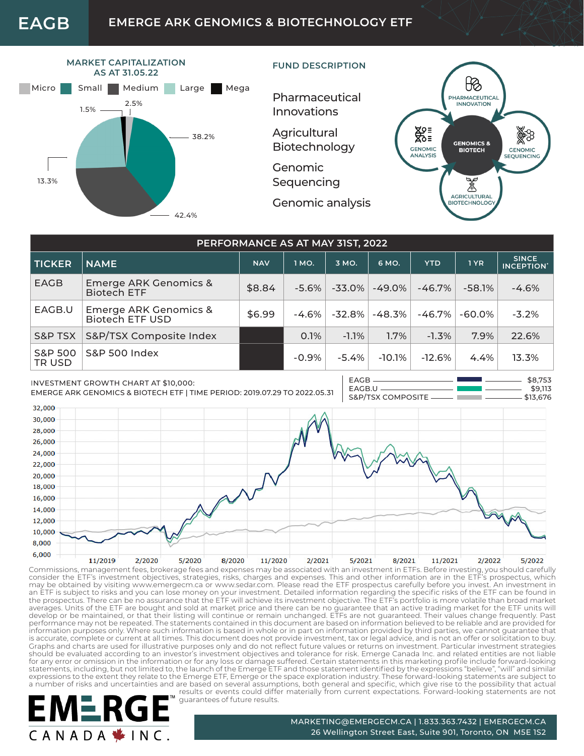# EAGB EMERGE ARK GENOMICS & BIOTECHNOLOGY ETF

## MARKET CAPITALIZATION AS AT 31.05.22

Micro Small Medium Large Mega

2.5%
1.5%
38.2%
13.3%
42.4%

## FUND DESCRIPTION

Pharmaceutical Innovations

Agricultural Biotechnology

Genomic Sequencing

Genomic analysis

PHARMACEUTICAL INNOVATION
GENOMIC ANALYSIS
GENOMICS & BIOTECH
GENOMIC SEQUENCING
AGRICULTURAL BIOTECHNOLOGY

## PERFORMANCE AS AT MAY 31ST, 2022

| TICKER | NAME | NAV | 1 MO. | 3 MO. | 6 MO. | YTD | 1 YR | SINCE INCEPTION* |
|---|---|---|---|---|---|---|---|---|
| EAGB | Emerge ARK Genomics & Biotech ETF | $8.84 | -5.6% | -33.0% | -49.0% | -46.7% | -58.1% | -4.6% |
| EAGB.U | Emerge ARK Genomics & Biotech ETF USD | $6.99 | -4.6% | -32.8% | -48.3% | -46.7% | -60.0% | -3.2% |
| S&P TSX | S&P/TSX Composite Index | | 0.1% | -1.1% | 1.7% | -1.3% | 7.9% | 22.6% |
| S&P 500 TR USD | S&P 500 Index | | -0.9% | -5.4% | -10.1% | -12.6% | 4.4% | 13.3% |

INVESTMENT GROWTH CHART AT $10,000:
EMERGE ARK GENOMICS & BIOTECH ETF | TIME PERIOD: 2019.07.29 TO 2022.05.31

EAGB $8,753
EAGB.U $9,113
S&P/TSX COMPOSITE $13,676

32,000
30,000
28,000
26,000
24,000
22,000
20,000
18,000
16,000
14,000
12,000
10,000
8,000
6,000

11/2019 2/2020 5/2020 8/2020 11/2020 2/2021 5/2021 8/2021 11/2021 2/2022 5/2022

Commissions, management fees, brokerage fees and expenses may be associated with an investment in ETFs. Before investing, you should carefully consider the ETF's investment objectives, strategies, risks, charges and expenses. This and other information are in the ETF's prospectus, which may be obtained by visiting www.emergecm.ca or www.sedar.com. Please read the ETF prospectus carefully before you invest. An investment in an ETF is subject to risks and you can lose money on your investment. Detailed information regarding the specific risks of the ETF can be found in the prospectus. There can be no assurance that the ETF will achieve its investment objective. The ETF's portfolio is more volatile than broad market averages. Units of the ETF are bought and sold at market price and there can be no guarantee that an active trading market for the ETF units will develop or be maintained, or that their listing will continue or remain unchanged. ETFs are not guaranteed. Their values change frequently. Past performance may not be repeated. The statements contained in this document are based on information believed to be reliable and are provided for information purposes only. Where such information is based in whole or in part on information provided by third parties, we cannot guarantee that it is accurate, complete or current at all times. This document does not provide investment, tax or legal advice, and is not an offer or solicitation to buy. Graphs and charts are used for illustrative purposes only and do not reflect future values or returns on investment. Particular investment strategies should be evaluated according to an investor's investment objectives and tolerance for risk. Emerge Canada Inc. and related entities are not liable for any error or omission in the information or for any loss or damage suffered. Certain statements in this marketing profile include forward-looking statements, including, but not limited to, the launch of the Emerge ETF and those statement identified by the expressions "believe", "will" and similar expressions to the extent they relate to the Emerge ETF, Emerge or the space exploration industry. These forward-looking statements are subject to a number of risks and uncertainties and are based on several assumptions, both general and specific, which give rise to the possibility that actual results or events could differ materially from current expectations. Forward-looking statements are not guarantees of future results.

EMERGE™ CANADA INC.

MARKETING@EMERGECM.CA | 1.833.363.7432 | EMERGECM.CA
26 Wellington Street East, Suite 901, Toronto, ON M5E 1S2